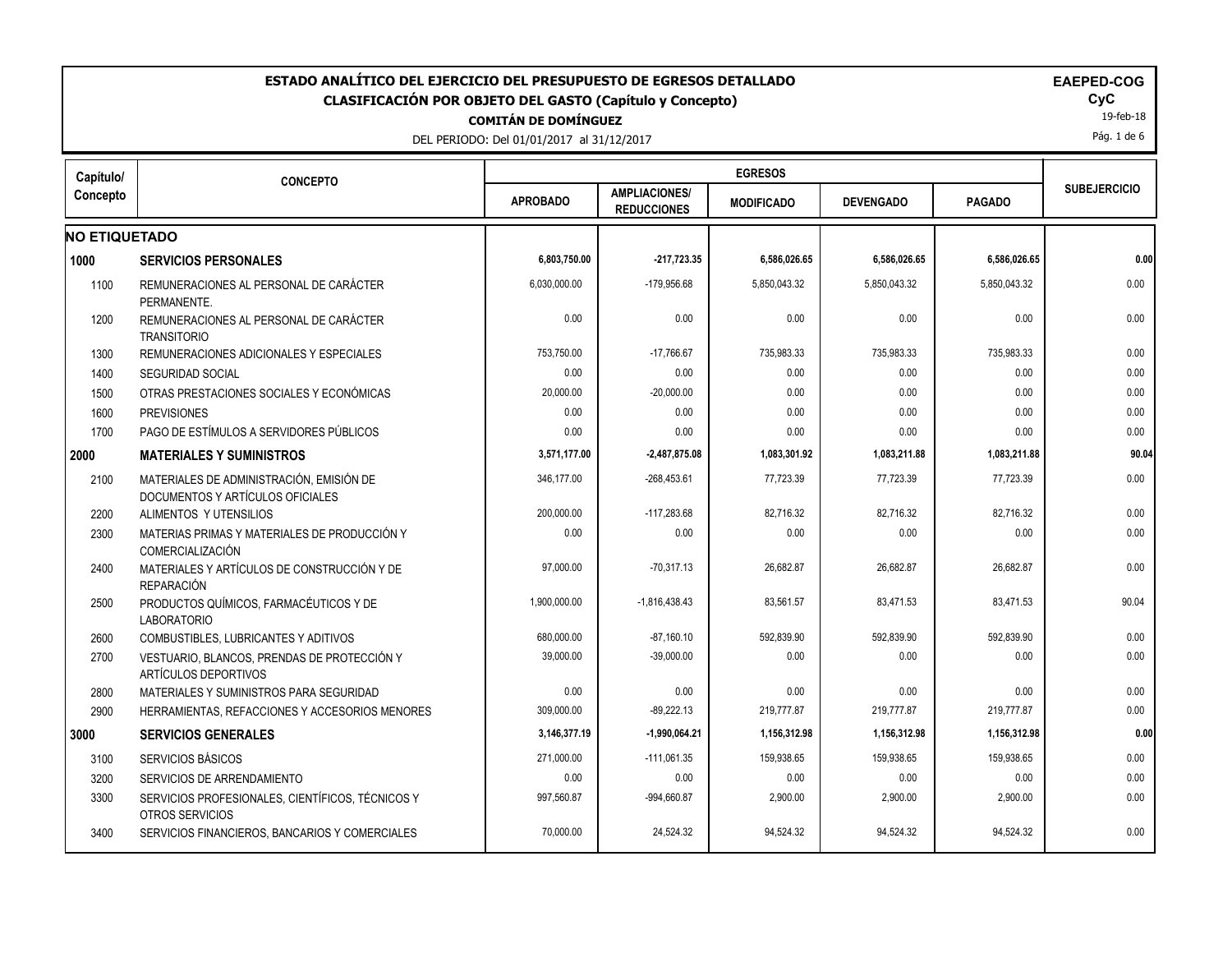# ESTADO ANALÍTICO DEL EJERCICIO DEL PRESUPUESTO DE EGRESOS DETALLADO

## CLASIFICACIÓN POR OBJETO DEL GASTO (Capítulo y Concepto)

**COMITÁN DE DOMÍNGUEZ**

DEL PERIODO: Del 01/01/2017 al 31/12/2017

**EAEPED-COG**
**CyC**
19-feb-18

| Capítulo/ Concepto | CONCEPTO | EGRESOS | | | | | SUBEJERCICIO |
|---|---|---|---|---|---|---|---|
| | | APROBADO | AMPLIACIONES/ REDUCCIONES | MODIFICADO | DEVENGADO | PAGADO | |
| **NO ETIQUETADO** | | | | | | | |
| **1000** | **SERVICIOS PERSONALES** | **6,803,750.00** | **-217,723.35** | **6,586,026.65** | **6,586,026.65** | **6,586,026.65** | **0.00** |
| 1100 | REMUNERACIONES AL PERSONAL DE CARÁCTER PERMANENTE. | 6,030,000.00 | -179,956.68 | 5,850,043.32 | 5,850,043.32 | 5,850,043.32 | 0.00 |
| 1200 | REMUNERACIONES AL PERSONAL DE CARÁCTER TRANSITORIO | 0.00 | 0.00 | 0.00 | 0.00 | 0.00 | 0.00 |
| 1300 | REMUNERACIONES ADICIONALES Y ESPECIALES | 753,750.00 | -17,766.67 | 735,983.33 | 735,983.33 | 735,983.33 | 0.00 |
| 1400 | SEGURIDAD SOCIAL | 0.00 | 0.00 | 0.00 | 0.00 | 0.00 | 0.00 |
| 1500 | OTRAS PRESTACIONES SOCIALES Y ECONÓMICAS | 20,000.00 | -20,000.00 | 0.00 | 0.00 | 0.00 | 0.00 |
| 1600 | PREVISIONES | 0.00 | 0.00 | 0.00 | 0.00 | 0.00 | 0.00 |
| 1700 | PAGO DE ESTÍMULOS A SERVIDORES PÚBLICOS | 0.00 | 0.00 | 0.00 | 0.00 | 0.00 | 0.00 |
| **2000** | **MATERIALES Y SUMINISTROS** | **3,571,177.00** | **-2,487,875.08** | **1,083,301.92** | **1,083,211.88** | **1,083,211.88** | **90.04** |
| 2100 | MATERIALES DE ADMINISTRACIÓN, EMISIÓN DE DOCUMENTOS Y ARTÍCULOS OFICIALES | 346,177.00 | -268,453.61 | 77,723.39 | 77,723.39 | 77,723.39 | 0.00 |
| 2200 | ALIMENTOS Y UTENSILIOS | 200,000.00 | -117,283.68 | 82,716.32 | 82,716.32 | 82,716.32 | 0.00 |
| 2300 | MATERIAS PRIMAS Y MATERIALES DE PRODUCCIÓN Y COMERCIALIZACIÓN | 0.00 | 0.00 | 0.00 | 0.00 | 0.00 | 0.00 |
| 2400 | MATERIALES Y ARTÍCULOS DE CONSTRUCCIÓN Y DE REPARACIÓN | 97,000.00 | -70,317.13 | 26,682.87 | 26,682.87 | 26,682.87 | 0.00 |
| 2500 | PRODUCTOS QUÍMICOS, FARMACÉUTICOS Y DE LABORATORIO | 1,900,000.00 | -1,816,438.43 | 83,561.57 | 83,471.53 | 83,471.53 | 90.04 |
| 2600 | COMBUSTIBLES, LUBRICANTES Y ADITIVOS | 680,000.00 | -87,160.10 | 592,839.90 | 592,839.90 | 592,839.90 | 0.00 |
| 2700 | VESTUARIO, BLANCOS, PRENDAS DE PROTECCIÓN Y ARTÍCULOS DEPORTIVOS | 39,000.00 | -39,000.00 | 0.00 | 0.00 | 0.00 | 0.00 |
| 2800 | MATERIALES Y SUMINISTROS PARA SEGURIDAD | 0.00 | 0.00 | 0.00 | 0.00 | 0.00 | 0.00 |
| 2900 | HERRAMIENTAS, REFACCIONES Y ACCESORIOS MENORES | 309,000.00 | -89,222.13 | 219,777.87 | 219,777.87 | 219,777.87 | 0.00 |
| **3000** | **SERVICIOS GENERALES** | **3,146,377.19** | **-1,990,064.21** | **1,156,312.98** | **1,156,312.98** | **1,156,312.98** | **0.00** |
| 3100 | SERVICIOS BÁSICOS | 271,000.00 | -111,061.35 | 159,938.65 | 159,938.65 | 159,938.65 | 0.00 |
| 3200 | SERVICIOS DE ARRENDAMIENTO | 0.00 | 0.00 | 0.00 | 0.00 | 0.00 | 0.00 |
| 3300 | SERVICIOS PROFESIONALES, CIENTÍFICOS, TÉCNICOS Y OTROS SERVICIOS | 997,560.87 | -994,660.87 | 2,900.00 | 2,900.00 | 2,900.00 | 0.00 |
| 3400 | SERVICIOS FINANCIEROS, BANCARIOS Y COMERCIALES | 70,000.00 | 24,524.32 | 94,524.32 | 94,524.32 | 94,524.32 | 0.00 |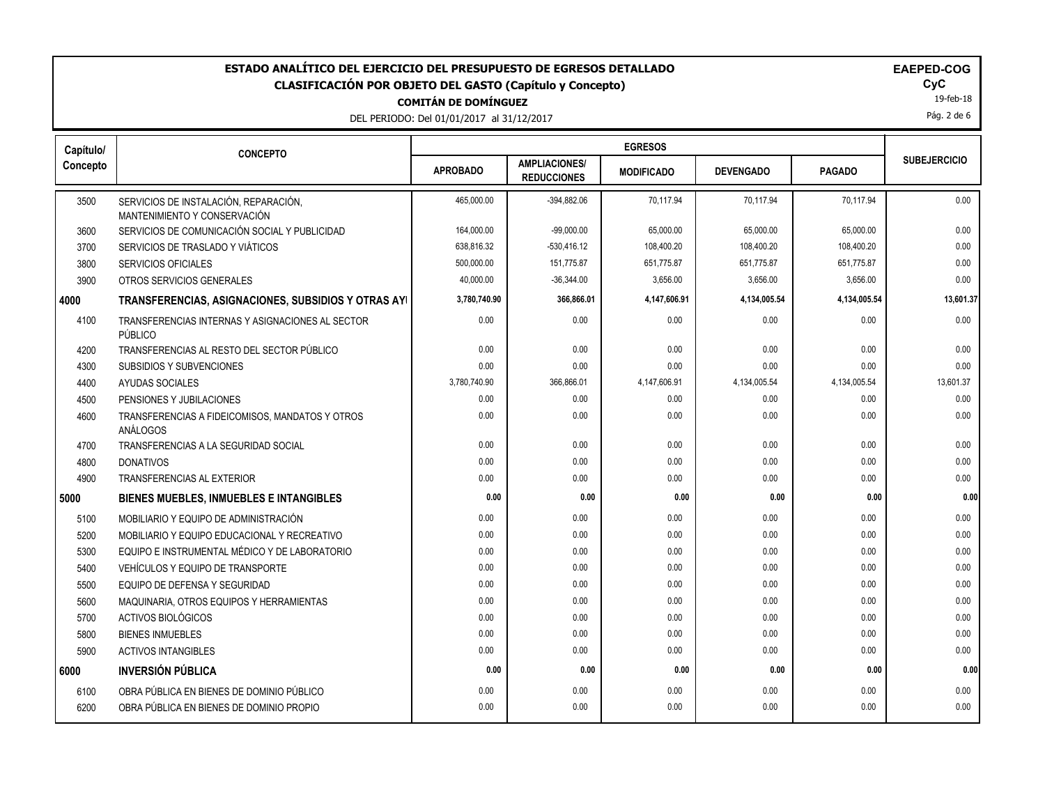# ESTADO ANALÍTICO DEL EJERCICIO DEL PRESUPUESTO DE EGRESOS DETALLADO

## CLASIFICACIÓN POR OBJETO DEL GASTO (Capítulo y Concepto)

**COMITÁN DE DOMÍNGUEZ**

DEL PERIODO: Del 01/01/2017 al 31/12/2017

**EAPED-COG**
**CyC**
19-feb-18

| Capítulo/ Concepto | CONCEPTO | EGRESOS | | | | | SUBEJERCICIO |
|---|---|---|---|---|---|---|---|
| | | APROBADO | AMPLIACIONES/ REDUCCIONES | MODIFICADO | DEVENGADO | PAGADO | |
| 3500 | SERVICIOS DE INSTALACIÓN, REPARACIÓN, MANTENIMIENTO Y CONSERVACIÓN | 465,000.00 | -394,882.06 | 70,117.94 | 70,117.94 | 70,117.94 | 0.00 |
| 3600 | SERVICIOS DE COMUNICACIÓN SOCIAL Y PUBLICIDAD | 164,000.00 | -99,000.00 | 65,000.00 | 65,000.00 | 65,000.00 | 0.00 |
| 3700 | SERVICIOS DE TRASLADO Y VIÁTICOS | 638,816.32 | -530,416.12 | 108,400.20 | 108,400.20 | 108,400.20 | 0.00 |
| 3800 | SERVICIOS OFICIALES | 500,000.00 | 151,775.87 | 651,775.87 | 651,775.87 | 651,775.87 | 0.00 |
| 3900 | OTROS SERVICIOS GENERALES | 40,000.00 | -36,344.00 | 3,656.00 | 3,656.00 | 3,656.00 | 0.00 |
| **4000** | **TRANSFERENCIAS, ASIGNACIONES, SUBSIDIOS Y OTRAS AYI** | **3,780,740.90** | **366,866.01** | **4,147,606.91** | **4,134,005.54** | **4,134,005.54** | **13,601.37** |
| 4100 | TRANSFERENCIAS INTERNAS Y ASIGNACIONES AL SECTOR PÚBLICO | 0.00 | 0.00 | 0.00 | 0.00 | 0.00 | 0.00 |
| 4200 | TRANSFERENCIAS AL RESTO DEL SECTOR PÚBLICO | 0.00 | 0.00 | 0.00 | 0.00 | 0.00 | 0.00 |
| 4300 | SUBSIDIOS Y SUBVENCIONES | 0.00 | 0.00 | 0.00 | 0.00 | 0.00 | 0.00 |
| 4400 | AYUDAS SOCIALES | 3,780,740.90 | 366,866.01 | 4,147,606.91 | 4,134,005.54 | 4,134,005.54 | 13,601.37 |
| 4500 | PENSIONES Y JUBILACIONES | 0.00 | 0.00 | 0.00 | 0.00 | 0.00 | 0.00 |
| 4600 | TRANSFERENCIAS A FIDEICOMISOS, MANDATOS Y OTROS ANÁLOGOS | 0.00 | 0.00 | 0.00 | 0.00 | 0.00 | 0.00 |
| 4700 | TRANSFERENCIAS A LA SEGURIDAD SOCIAL | 0.00 | 0.00 | 0.00 | 0.00 | 0.00 | 0.00 |
| 4800 | DONATIVOS | 0.00 | 0.00 | 0.00 | 0.00 | 0.00 | 0.00 |
| 4900 | TRANSFERENCIAS AL EXTERIOR | 0.00 | 0.00 | 0.00 | 0.00 | 0.00 | 0.00 |
| **5000** | **BIENES MUEBLES, INMUEBLES E INTANGIBLES** | **0.00** | **0.00** | **0.00** | **0.00** | **0.00** | **0.00** |
| 5100 | MOBILIARIO Y EQUIPO DE ADMINISTRACIÓN | 0.00 | 0.00 | 0.00 | 0.00 | 0.00 | 0.00 |
| 5200 | MOBILIARIO Y EQUIPO EDUCACIONAL Y RECREATIVO | 0.00 | 0.00 | 0.00 | 0.00 | 0.00 | 0.00 |
| 5300 | EQUIPO E INSTRUMENTAL MÉDICO Y DE LABORATORIO | 0.00 | 0.00 | 0.00 | 0.00 | 0.00 | 0.00 |
| 5400 | VEHÍCULOS Y EQUIPO DE TRANSPORTE | 0.00 | 0.00 | 0.00 | 0.00 | 0.00 | 0.00 |
| 5500 | EQUIPO DE DEFENSA Y SEGURIDAD | 0.00 | 0.00 | 0.00 | 0.00 | 0.00 | 0.00 |
| 5600 | MAQUINARIA, OTROS EQUIPOS Y HERRAMIENTAS | 0.00 | 0.00 | 0.00 | 0.00 | 0.00 | 0.00 |
| 5700 | ACTIVOS BIOLÓGICOS | 0.00 | 0.00 | 0.00 | 0.00 | 0.00 | 0.00 |
| 5800 | BIENES INMUEBLES | 0.00 | 0.00 | 0.00 | 0.00 | 0.00 | 0.00 |
| 5900 | ACTIVOS INTANGIBLES | 0.00 | 0.00 | 0.00 | 0.00 | 0.00 | 0.00 |
| **6000** | **INVERSIÓN PÚBLICA** | **0.00** | **0.00** | **0.00** | **0.00** | **0.00** | **0.00** |
| 6100 | OBRA PÚBLICA EN BIENES DE DOMINIO PÚBLICO | 0.00 | 0.00 | 0.00 | 0.00 | 0.00 | 0.00 |
| 6200 | OBRA PÚBLICA EN BIENES DE DOMINIO PROPIO | 0.00 | 0.00 | 0.00 | 0.00 | 0.00 | 0.00 |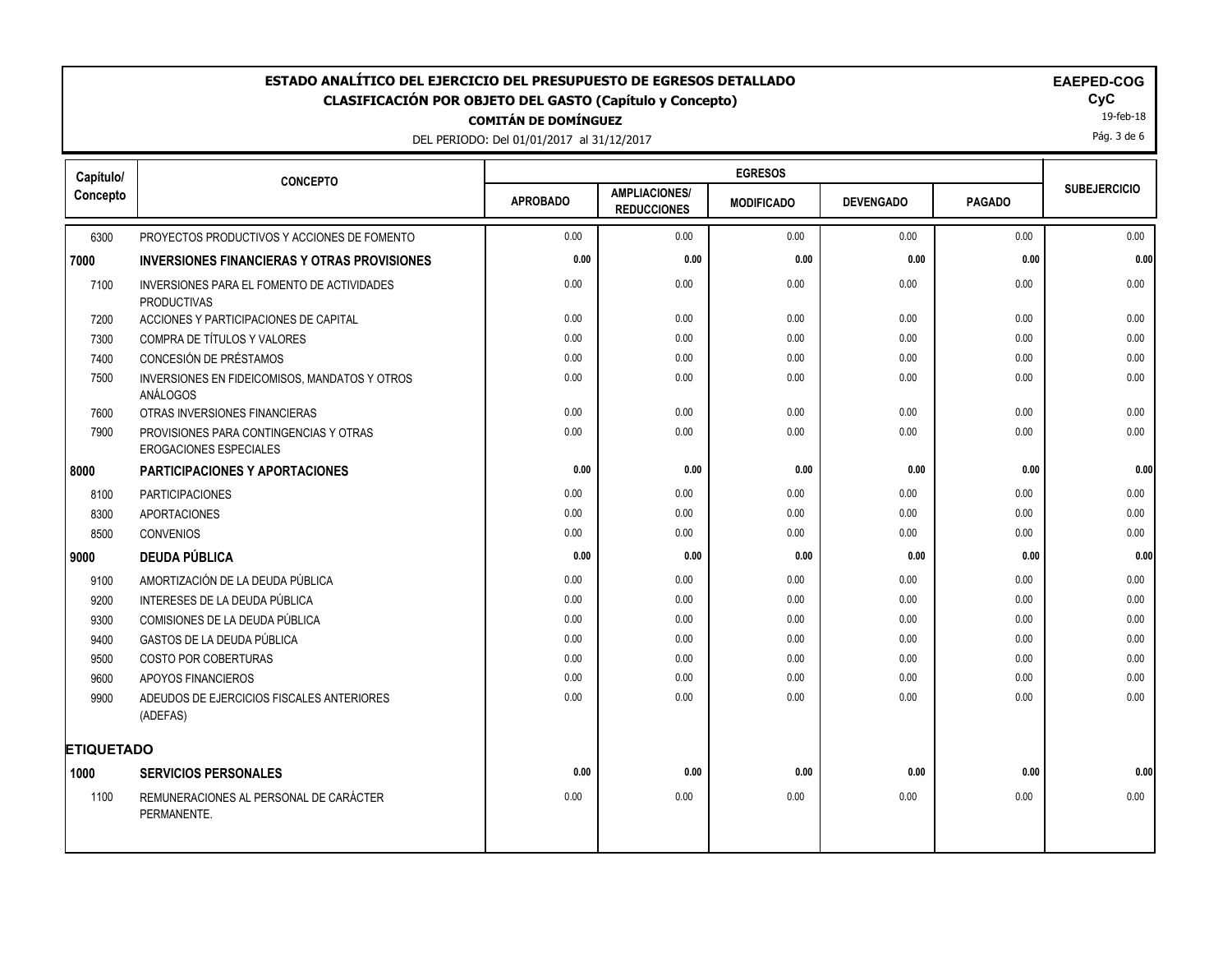# ESTADO ANALÍTICO DEL EJERCICIO DEL PRESUPUESTO DE EGRESOS DETALLADO

## CLASIFICACIÓN POR OBJETO DEL GASTO (Capítulo y Concepto)

**COMITÁN DE DOMÍNGUEZ**

DEL PERIODO: Del 01/01/2017 al 31/12/2017

**EAPEPED-COG**
**CyC**
19-feb-18

| Capítulo/ Concepto | CONCEPTO | EGRESOS | | | | | SUBEJERCICIO |
|---|---|---|---|---|---|---|---|
| | | APROBADO | AMPLIACIONES/ REDUCCIONES | MODIFICADO | DEVENGADO | PAGADO | |
| 6300 | PROYECTOS PRODUCTIVOS Y ACCIONES DE FOMENTO | 0.00 | 0.00 | 0.00 | 0.00 | 0.00 | 0.00 |
| **7000** | **INVERSIONES FINANCIERAS Y OTRAS PROVISIONES** | **0.00** | **0.00** | **0.00** | **0.00** | **0.00** | **0.00** |
| 7100 | INVERSIONES PARA EL FOMENTO DE ACTIVIDADES PRODUCTIVAS | 0.00 | 0.00 | 0.00 | 0.00 | 0.00 | 0.00 |
| 7200 | ACCIONES Y PARTICIPACIONES DE CAPITAL | 0.00 | 0.00 | 0.00 | 0.00 | 0.00 | 0.00 |
| 7300 | COMPRA DE TÍTULOS Y VALORES | 0.00 | 0.00 | 0.00 | 0.00 | 0.00 | 0.00 |
| 7400 | CONCESIÓN DE PRÉSTAMOS | 0.00 | 0.00 | 0.00 | 0.00 | 0.00 | 0.00 |
| 7500 | INVERSIONES EN FIDEICOMISOS, MANDATOS Y OTROS ANÁLOGOS | 0.00 | 0.00 | 0.00 | 0.00 | 0.00 | 0.00 |
| 7600 | OTRAS INVERSIONES FINANCIERAS | 0.00 | 0.00 | 0.00 | 0.00 | 0.00 | 0.00 |
| 7900 | PROVISIONES PARA CONTINGENCIAS Y OTRAS EROGACIONES ESPECIALES | 0.00 | 0.00 | 0.00 | 0.00 | 0.00 | 0.00 |
| **8000** | **PARTICIPACIONES Y APORTACIONES** | **0.00** | **0.00** | **0.00** | **0.00** | **0.00** | **0.00** |
| 8100 | PARTICIPACIONES | 0.00 | 0.00 | 0.00 | 0.00 | 0.00 | 0.00 |
| 8300 | APORTACIONES | 0.00 | 0.00 | 0.00 | 0.00 | 0.00 | 0.00 |
| 8500 | CONVENIOS | 0.00 | 0.00 | 0.00 | 0.00 | 0.00 | 0.00 |
| **9000** | **DEUDA PÚBLICA** | **0.00** | **0.00** | **0.00** | **0.00** | **0.00** | **0.00** |
| 9100 | AMORTIZACIÓN DE LA DEUDA PÚBLICA | 0.00 | 0.00 | 0.00 | 0.00 | 0.00 | 0.00 |
| 9200 | INTERESES DE LA DEUDA PÚBLICA | 0.00 | 0.00 | 0.00 | 0.00 | 0.00 | 0.00 |
| 9300 | COMISIONES DE LA DEUDA PÚBLICA | 0.00 | 0.00 | 0.00 | 0.00 | 0.00 | 0.00 |
| 9400 | GASTOS DE LA DEUDA PÚBLICA | 0.00 | 0.00 | 0.00 | 0.00 | 0.00 | 0.00 |
| 9500 | COSTO POR COBERTURAS | 0.00 | 0.00 | 0.00 | 0.00 | 0.00 | 0.00 |
| 9600 | APOYOS FINANCIEROS | 0.00 | 0.00 | 0.00 | 0.00 | 0.00 | 0.00 |
| 9900 | ADEUDOS DE EJERCICIOS FISCALES ANTERIORES (ADEFAS) | 0.00 | 0.00 | 0.00 | 0.00 | 0.00 | 0.00 |
| **ETIQUETADO** | | | | | | | |
| **1000** | **SERVICIOS PERSONALES** | **0.00** | **0.00** | **0.00** | **0.00** | **0.00** | **0.00** |
| 1100 | REMUNERACIONES AL PERSONAL DE CARÁCTER PERMANENTE. | 0.00 | 0.00 | 0.00 | 0.00 | 0.00 | 0.00 |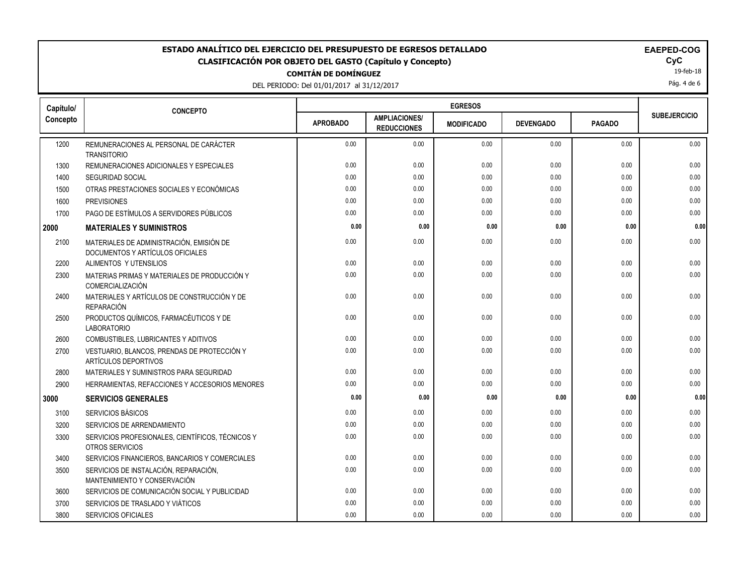**ESTADO ANALÍTICO DEL EJERCICIO DEL PRESUPUESTO DE EGRESOS DETALLADO**
**CLASIFICACIÓN POR OBJETO DEL GASTO (Capítulo y Concepto)**
**COMITÁN DE DOMÍNGUEZ**
DEL PERIODO: Del 01/01/2017 al 31/12/2017

**EAPED-COG**
**CyC**
19-feb-18

| Capítulo/ Concepto | CONCEPTO | EGRESOS | | | | | SUBEJERCICIO |
|---|---|---|---|---|---|---|---|
| | | APROBADO | AMPLIACIONES/ REDUCCIONES | MODIFICADO | DEVENGADO | PAGADO | |
| 1200 | REMUNERACIONES AL PERSONAL DE CARÁCTER TRANSITORIO | 0.00 | 0.00 | 0.00 | 0.00 | 0.00 | 0.00 |
| 1300 | REMUNERACIONES ADICIONALES Y ESPECIALES | 0.00 | 0.00 | 0.00 | 0.00 | 0.00 | 0.00 |
| 1400 | SEGURIDAD SOCIAL | 0.00 | 0.00 | 0.00 | 0.00 | 0.00 | 0.00 |
| 1500 | OTRAS PRESTACIONES SOCIALES Y ECONÓMICAS | 0.00 | 0.00 | 0.00 | 0.00 | 0.00 | 0.00 |
| 1600 | PREVISIONES | 0.00 | 0.00 | 0.00 | 0.00 | 0.00 | 0.00 |
| 1700 | PAGO DE ESTÍMULOS A SERVIDORES PÚBLICOS | 0.00 | 0.00 | 0.00 | 0.00 | 0.00 | 0.00 |
| **2000** | **MATERIALES Y SUMINISTROS** | **0.00** | **0.00** | **0.00** | **0.00** | **0.00** | **0.00** |
| 2100 | MATERIALES DE ADMINISTRACIÓN, EMISIÓN DE DOCUMENTOS Y ARTÍCULOS OFICIALES | 0.00 | 0.00 | 0.00 | 0.00 | 0.00 | 0.00 |
| 2200 | ALIMENTOS Y UTENSILIOS | 0.00 | 0.00 | 0.00 | 0.00 | 0.00 | 0.00 |
| 2300 | MATERIAS PRIMAS Y MATERIALES DE PRODUCCIÓN Y COMERCIALIZACIÓN | 0.00 | 0.00 | 0.00 | 0.00 | 0.00 | 0.00 |
| 2400 | MATERIALES Y ARTÍCULOS DE CONSTRUCCIÓN Y DE REPARACIÓN | 0.00 | 0.00 | 0.00 | 0.00 | 0.00 | 0.00 |
| 2500 | PRODUCTOS QUÍMICOS, FARMACÉUTICOS Y DE LABORATORIO | 0.00 | 0.00 | 0.00 | 0.00 | 0.00 | 0.00 |
| 2600 | COMBUSTIBLES, LUBRICANTES Y ADITIVOS | 0.00 | 0.00 | 0.00 | 0.00 | 0.00 | 0.00 |
| 2700 | VESTUARIO, BLANCOS, PRENDAS DE PROTECCIÓN Y ARTÍCULOS DEPORTIVOS | 0.00 | 0.00 | 0.00 | 0.00 | 0.00 | 0.00 |
| 2800 | MATERIALES Y SUMINISTROS PARA SEGURIDAD | 0.00 | 0.00 | 0.00 | 0.00 | 0.00 | 0.00 |
| 2900 | HERRAMIENTAS, REFACCIONES Y ACCESORIOS MENORES | 0.00 | 0.00 | 0.00 | 0.00 | 0.00 | 0.00 |
| **3000** | **SERVICIOS GENERALES** | **0.00** | **0.00** | **0.00** | **0.00** | **0.00** | **0.00** |
| 3100 | SERVICIOS BÁSICOS | 0.00 | 0.00 | 0.00 | 0.00 | 0.00 | 0.00 |
| 3200 | SERVICIOS DE ARRENDAMIENTO | 0.00 | 0.00 | 0.00 | 0.00 | 0.00 | 0.00 |
| 3300 | SERVICIOS PROFESIONALES, CIENTÍFICOS, TÉCNICOS Y OTROS SERVICIOS | 0.00 | 0.00 | 0.00 | 0.00 | 0.00 | 0.00 |
| 3400 | SERVICIOS FINANCIEROS, BANCARIOS Y COMERCIALES | 0.00 | 0.00 | 0.00 | 0.00 | 0.00 | 0.00 |
| 3500 | SERVICIOS DE INSTALACIÓN, REPARACIÓN, MANTENIMIENTO Y CONSERVACIÓN | 0.00 | 0.00 | 0.00 | 0.00 | 0.00 | 0.00 |
| 3600 | SERVICIOS DE COMUNICACIÓN SOCIAL Y PUBLICIDAD | 0.00 | 0.00 | 0.00 | 0.00 | 0.00 | 0.00 |
| 3700 | SERVICIOS DE TRASLADO Y VIÁTICOS | 0.00 | 0.00 | 0.00 | 0.00 | 0.00 | 0.00 |
| 3800 | SERVICIOS OFICIALES | 0.00 | 0.00 | 0.00 | 0.00 | 0.00 | 0.00 |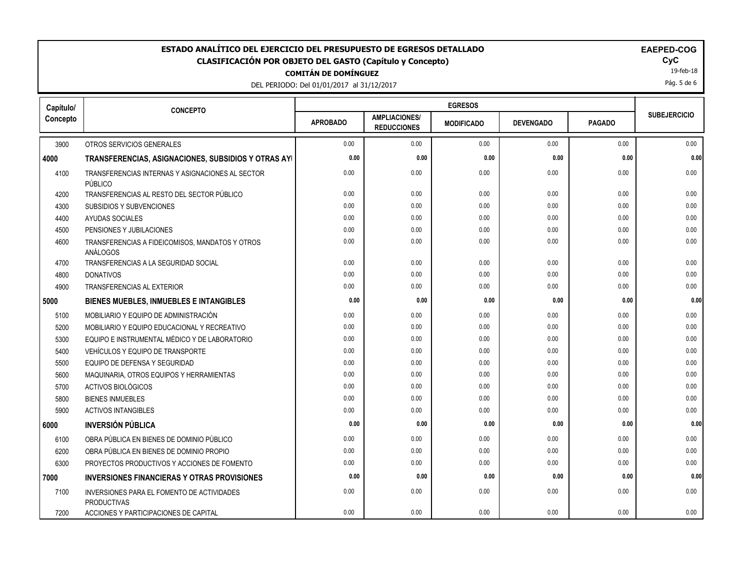# ESTADO ANALÍTICO DEL EJERCICIO DEL PRESUPUESTO DE EGRESOS DETALLADO

## CLASIFICACIÓN POR OBJETO DEL GASTO (Capítulo y Concepto)

**COMITÁN DE DOMÍNGUEZ**

DEL PERIODO: Del 01/01/2017 al 31/12/2017

**EAPED-COG**

**CyC**

19-feb-18

| Capítulo/ Concepto | CONCEPTO | EGRESOS | | | | | SUBEJERCICIO |
|---|---|---|---|---|---|---|---|
| | | APROBADO | AMPLIACIONES/ REDUCCIONES | MODIFICADO | DEVENGADO | PAGADO | |
| 3900 | OTROS SERVICIOS GENERALES | 0.00 | 0.00 | 0.00 | 0.00 | 0.00 | 0.00 |
| **4000** | **TRANSFERENCIAS, ASIGNACIONES, SUBSIDIOS Y OTRAS AYI** | **0.00** | **0.00** | **0.00** | **0.00** | **0.00** | **0.00** |
| 4100 | TRANSFERENCIAS INTERNAS Y ASIGNACIONES AL SECTOR PÚBLICO | 0.00 | 0.00 | 0.00 | 0.00 | 0.00 | 0.00 |
| 4200 | TRANSFERENCIAS AL RESTO DEL SECTOR PÚBLICO | 0.00 | 0.00 | 0.00 | 0.00 | 0.00 | 0.00 |
| 4300 | SUBSIDIOS Y SUBVENCIONES | 0.00 | 0.00 | 0.00 | 0.00 | 0.00 | 0.00 |
| 4400 | AYUDAS SOCIALES | 0.00 | 0.00 | 0.00 | 0.00 | 0.00 | 0.00 |
| 4500 | PENSIONES Y JUBILACIONES | 0.00 | 0.00 | 0.00 | 0.00 | 0.00 | 0.00 |
| 4600 | TRANSFERENCIAS A FIDEICOMISOS, MANDATOS Y OTROS ANÁLOGOS | 0.00 | 0.00 | 0.00 | 0.00 | 0.00 | 0.00 |
| 4700 | TRANSFERENCIAS A LA SEGURIDAD SOCIAL | 0.00 | 0.00 | 0.00 | 0.00 | 0.00 | 0.00 |
| 4800 | DONATIVOS | 0.00 | 0.00 | 0.00 | 0.00 | 0.00 | 0.00 |
| 4900 | TRANSFERENCIAS AL EXTERIOR | 0.00 | 0.00 | 0.00 | 0.00 | 0.00 | 0.00 |
| **5000** | **BIENES MUEBLES, INMUEBLES E INTANGIBLES** | **0.00** | **0.00** | **0.00** | **0.00** | **0.00** | **0.00** |
| 5100 | MOBILIARIO Y EQUIPO DE ADMINISTRACIÓN | 0.00 | 0.00 | 0.00 | 0.00 | 0.00 | 0.00 |
| 5200 | MOBILIARIO Y EQUIPO EDUCACIONAL Y RECREATIVO | 0.00 | 0.00 | 0.00 | 0.00 | 0.00 | 0.00 |
| 5300 | EQUIPO E INSTRUMENTAL MÉDICO Y DE LABORATORIO | 0.00 | 0.00 | 0.00 | 0.00 | 0.00 | 0.00 |
| 5400 | VEHÍCULOS Y EQUIPO DE TRANSPORTE | 0.00 | 0.00 | 0.00 | 0.00 | 0.00 | 0.00 |
| 5500 | EQUIPO DE DEFENSA Y SEGURIDAD | 0.00 | 0.00 | 0.00 | 0.00 | 0.00 | 0.00 |
| 5600 | MAQUINARIA, OTROS EQUIPOS Y HERRAMIENTAS | 0.00 | 0.00 | 0.00 | 0.00 | 0.00 | 0.00 |
| 5700 | ACTIVOS BIOLÓGICOS | 0.00 | 0.00 | 0.00 | 0.00 | 0.00 | 0.00 |
| 5800 | BIENES INMUEBLES | 0.00 | 0.00 | 0.00 | 0.00 | 0.00 | 0.00 |
| 5900 | ACTIVOS INTANGIBLES | 0.00 | 0.00 | 0.00 | 0.00 | 0.00 | 0.00 |
| **6000** | **INVERSIÓN PÚBLICA** | **0.00** | **0.00** | **0.00** | **0.00** | **0.00** | **0.00** |
| 6100 | OBRA PÚBLICA EN BIENES DE DOMINIO PÚBLICO | 0.00 | 0.00 | 0.00 | 0.00 | 0.00 | 0.00 |
| 6200 | OBRA PÚBLICA EN BIENES DE DOMINIO PROPIO | 0.00 | 0.00 | 0.00 | 0.00 | 0.00 | 0.00 |
| 6300 | PROYECTOS PRODUCTIVOS Y ACCIONES DE FOMENTO | 0.00 | 0.00 | 0.00 | 0.00 | 0.00 | 0.00 |
| **7000** | **INVERSIONES FINANCIERAS Y OTRAS PROVISIONES** | **0.00** | **0.00** | **0.00** | **0.00** | **0.00** | **0.00** |
| 7100 | INVERSIONES PARA EL FOMENTO DE ACTIVIDADES PRODUCTIVAS | 0.00 | 0.00 | 0.00 | 0.00 | 0.00 | 0.00 |
| 7200 | ACCIONES Y PARTICIPACIONES DE CAPITAL | 0.00 | 0.00 | 0.00 | 0.00 | 0.00 | 0.00 |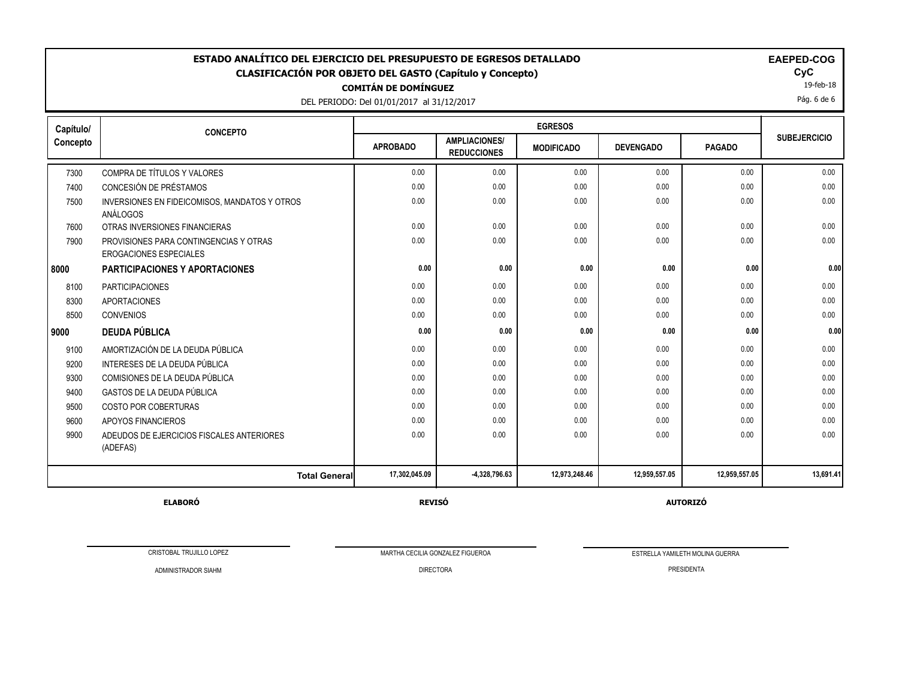# ESTADO ANALÍTICO DEL EJERCICIO DEL PRESUPUESTO DE EGRESOS DETALLADO

## CLASIFICACIÓN POR OBJETO DEL GASTO (Capítulo y Concepto)

**COMITÁN DE DOMÍNGUEZ**

DEL PERIODO: Del 01/01/2017 al 31/12/2017

**EAEPED-COG**
**CyC**
19-feb-18

| Capítulo/ Concepto | CONCEPTO | EGRESOS | | | | | SUBEJERCICIO |
|---|---|---|---|---|---|---|---|
| | | APROBADO | AMPLIACIONES/ REDUCCIONES | MODIFICADO | DEVENGADO | PAGADO | |
| 7300 | COMPRA DE TÍTULOS Y VALORES | 0.00 | 0.00 | 0.00 | 0.00 | 0.00 | 0.00 |
| 7400 | CONCESIÓN DE PRÉSTAMOS | 0.00 | 0.00 | 0.00 | 0.00 | 0.00 | 0.00 |
| 7500 | INVERSIONES EN FIDEICOMISOS, MANDATOS Y OTROS ANÁLOGOS | 0.00 | 0.00 | 0.00 | 0.00 | 0.00 | 0.00 |
| 7600 | OTRAS INVERSIONES FINANCIERAS | 0.00 | 0.00 | 0.00 | 0.00 | 0.00 | 0.00 |
| 7900 | PROVISIONES PARA CONTINGENCIAS Y OTRAS EROGACIONES ESPECIALES | 0.00 | 0.00 | 0.00 | 0.00 | 0.00 | 0.00 |
| **8000** | **PARTICIPACIONES Y APORTACIONES** | **0.00** | **0.00** | **0.00** | **0.00** | **0.00** | **0.00** |
| 8100 | PARTICIPACIONES | 0.00 | 0.00 | 0.00 | 0.00 | 0.00 | 0.00 |
| 8300 | APORTACIONES | 0.00 | 0.00 | 0.00 | 0.00 | 0.00 | 0.00 |
| 8500 | CONVENIOS | 0.00 | 0.00 | 0.00 | 0.00 | 0.00 | 0.00 |
| **9000** | **DEUDA PÚBLICA** | **0.00** | **0.00** | **0.00** | **0.00** | **0.00** | **0.00** |
| 9100 | AMORTIZACIÓN DE LA DEUDA PÚBLICA | 0.00 | 0.00 | 0.00 | 0.00 | 0.00 | 0.00 |
| 9200 | INTERESES DE LA DEUDA PÚBLICA | 0.00 | 0.00 | 0.00 | 0.00 | 0.00 | 0.00 |
| 9300 | COMISIONES DE LA DEUDA PÚBLICA | 0.00 | 0.00 | 0.00 | 0.00 | 0.00 | 0.00 |
| 9400 | GASTOS DE LA DEUDA PÚBLICA | 0.00 | 0.00 | 0.00 | 0.00 | 0.00 | 0.00 |
| 9500 | COSTO POR COBERTURAS | 0.00 | 0.00 | 0.00 | 0.00 | 0.00 | 0.00 |
| 9600 | APOYOS FINANCIEROS | 0.00 | 0.00 | 0.00 | 0.00 | 0.00 | 0.00 |
| 9900 | ADEUDOS DE EJERCICIOS FISCALES ANTERIORES (ADEFAS) | 0.00 | 0.00 | 0.00 | 0.00 | 0.00 | 0.00 |
| | **Total General** | **17,302,045.09** | **-4,328,796.63** | **12,973,248.46** | **12,959,557.05** | **12,959,557.05** | **13,691.41** |

| ELABORÓ | REVISÓ | AUTORIZÓ |
|---|---|---|
| CRISTOBAL TRUJILLO LOPEZ | MARTHA CECILIA GONZALEZ FIGUEROA | ESTRELLA YAMILETH MOLINA GUERRA |
| ADMINISTRADOR SIAHM | DIRECTORA | PRESIDENTA |